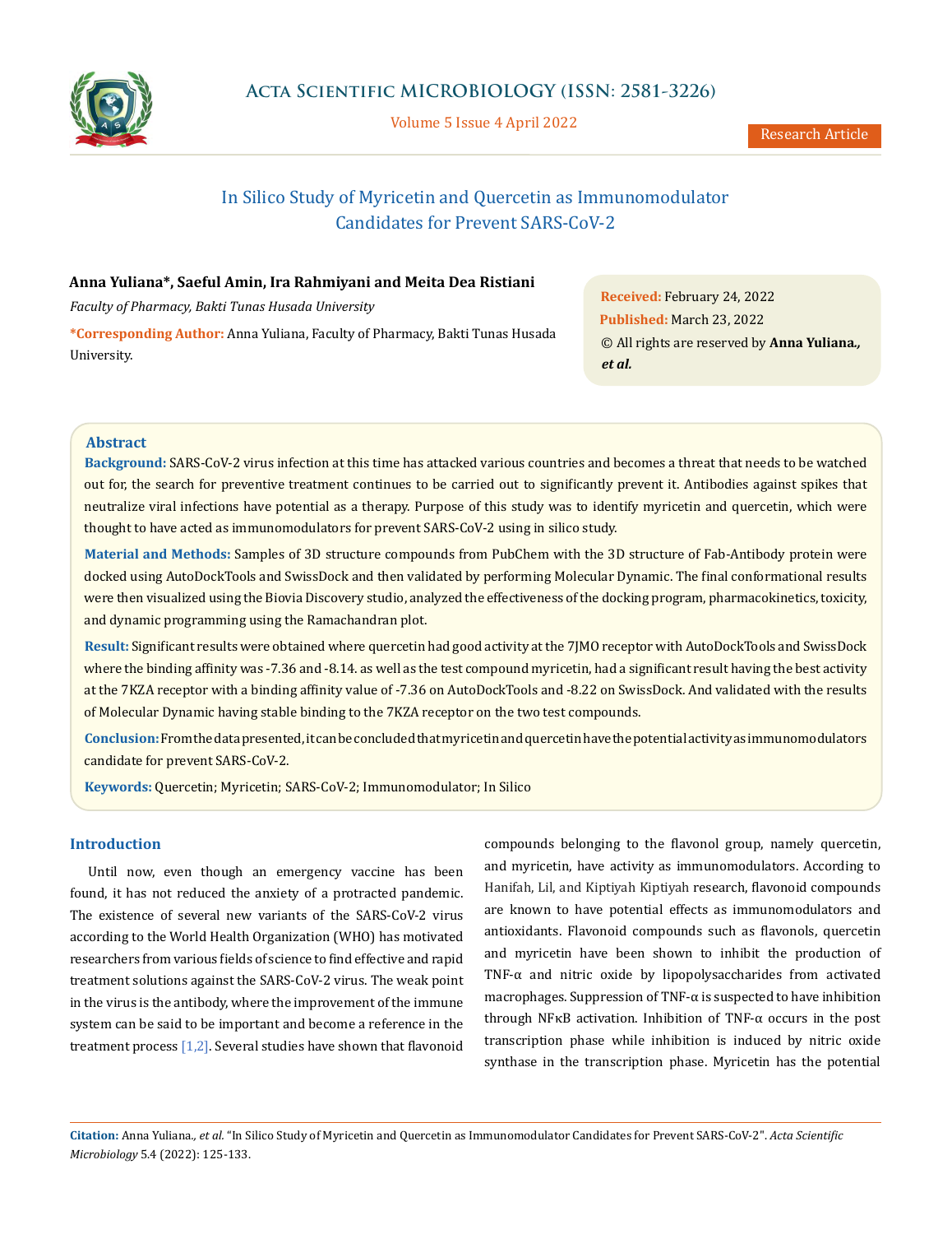# In Silico Study of Myricetin and Quercetin as Immunomodulator Candidates for Prevent SARS-CoV-2

**Anna Yuliana\*, Saeful Amin, Ira Rahmiyani and Meita Dea Ristiani**

*Faculty of Pharmacy, Bakti Tunas Husada University*

**\*Corresponding Author:** Anna Yuliana, Faculty of Pharmacy, Bakti Tunas Husada University.

**Received:** February 24, 2022
**Published:** March 23, 2022
© All rights are reserved by **Anna Yuliana., *et al.***

## Abstract

**Background:** SARS-CoV-2 virus infection at this time has attacked various countries and becomes a threat that needs to be watched out for, the search for preventive treatment continues to be carried out to significantly prevent it. Antibodies against spikes that neutralize viral infections have potential as a therapy. Purpose of this study was to identify myricetin and quercetin, which were thought to have acted as immunomodulators for prevent SARS-CoV-2 using in silico study.

**Material and Methods:** Samples of 3D structure compounds from PubChem with the 3D structure of Fab-Antibody protein were docked using AutoDockTools and SwissDock and then validated by performing Molecular Dynamic. The final conformational results were then visualized using the Biovia Discovery studio, analyzed the effectiveness of the docking program, pharmacokinetics, toxicity, and dynamic programming using the Ramachandran plot.

**Result:** Significant results were obtained where quercetin had good activity at the 7JMO receptor with AutoDockTools and SwissDock where the binding affinity was -7.36 and -8.14. as well as the test compound myricetin, had a significant result having the best activity at the 7KZA receptor with a binding affinity value of -7.36 on AutoDockTools and -8.22 on SwissDock. And validated with the results of Molecular Dynamic having stable binding to the 7KZA receptor on the two test compounds.

**Conclusion:** From the data presented, it can be concluded that myricetin and quercetin have the potential activity as immunomodulators candidate for prevent SARS-CoV-2.

**Keywords:** Quercetin; Myricetin; SARS-CoV-2; Immunomodulator; In Silico

## Introduction

Until now, even though an emergency vaccine has been found, it has not reduced the anxiety of a protracted pandemic. The existence of several new variants of the SARS-CoV-2 virus according to the World Health Organization (WHO) has motivated researchers from various fields of science to find effective and rapid treatment solutions against the SARS-CoV-2 virus. The weak point in the virus is the antibody, where the improvement of the immune system can be said to be important and become a reference in the treatment process [1,2]. Several studies have shown that flavonoid compounds belonging to the flavonol group, namely quercetin, and myricetin, have activity as immunomodulators. According to Hanifah, Lil, and Kiptiyah Kiptiyah research, flavonoid compounds are known to have potential effects as immunomodulators and antioxidants. Flavonoid compounds such as flavonols, quercetin and myricetin have been shown to inhibit the production of TNF-α and nitric oxide by lipopolysaccharides from activated macrophages. Suppression of TNF-α is suspected to have inhibition through NFκB activation. Inhibition of TNF-α occurs in the post transcription phase while inhibition is induced by nitric oxide synthase in the transcription phase. Myricetin has the potential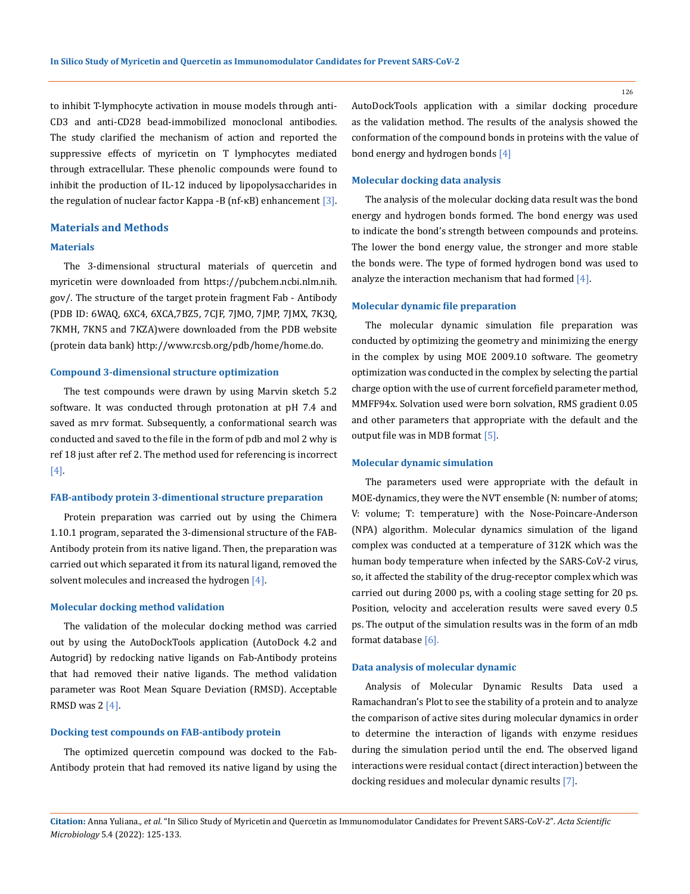to inhibit T-lymphocyte activation in mouse models through anti-CD3 and anti-CD28 bead-immobilized monoclonal antibodies. The study clarified the mechanism of action and reported the suppressive effects of myricetin on T lymphocytes mediated through extracellular. These phenolic compounds were found to inhibit the production of IL-12 induced by lipopolysaccharides in the regulation of nuclear factor Kappa -B (nf-κB) enhancement [3].

## Materials and Methods

### Materials

The 3-dimensional structural materials of quercetin and myricetin were downloaded from https://pubchem.ncbi.nlm.nih.gov/. The structure of the target protein fragment Fab - Antibody (PDB ID: 6WAQ, 6XC4, 6XCA,7BZ5, 7CJF, 7JMO, 7JMP, 7JMX, 7K3Q, 7KMH, 7KN5 and 7KZA)were downloaded from the PDB website (protein data bank) http://www.rcsb.org/pdb/home/home.do.

### Compound 3-dimensional structure optimization

The test compounds were drawn by using Marvin sketch 5.2 software. It was conducted through protonation at pH 7.4 and saved as mrv format. Subsequently, a conformational search was conducted and saved to the file in the form of pdb and mol 2 why is ref 18 just after ref 2. The method used for referencing is incorrect [4].

### FAB-antibody protein 3-dimentional structure preparation

Protein preparation was carried out by using the Chimera 1.10.1 program, separated the 3-dimensional structure of the FAB-Antibody protein from its native ligand. Then, the preparation was carried out which separated it from its natural ligand, removed the solvent molecules and increased the hydrogen [4].

### Molecular docking method validation

The validation of the molecular docking method was carried out by using the AutoDockTools application (AutoDock 4.2 and Autogrid) by redocking native ligands on Fab-Antibody proteins that had removed their native ligands. The method validation parameter was Root Mean Square Deviation (RMSD). Acceptable RMSD was 2 [4].

### Docking test compounds on FAB-antibody protein

The optimized quercetin compound was docked to the Fab-Antibody protein that had removed its native ligand by using the AutoDockTools application with a similar docking procedure as the validation method. The results of the analysis showed the conformation of the compound bonds in proteins with the value of bond energy and hydrogen bonds [4]

### Molecular docking data analysis

The analysis of the molecular docking data result was the bond energy and hydrogen bonds formed. The bond energy was used to indicate the bond's strength between compounds and proteins. The lower the bond energy value, the stronger and more stable the bonds were. The type of formed hydrogen bond was used to analyze the interaction mechanism that had formed [4].

### Molecular dynamic file preparation

The molecular dynamic simulation file preparation was conducted by optimizing the geometry and minimizing the energy in the complex by using MOE 2009.10 software. The geometry optimization was conducted in the complex by selecting the partial charge option with the use of current forcefield parameter method, MMFF94x. Solvation used were born solvation, RMS gradient 0.05 and other parameters that appropriate with the default and the output file was in MDB format [5].

### Molecular dynamic simulation

The parameters used were appropriate with the default in MOE-dynamics, they were the NVT ensemble (N: number of atoms; V: volume; T: temperature) with the Nose-Poincare-Anderson (NPA) algorithm. Molecular dynamics simulation of the ligand complex was conducted at a temperature of 312K which was the human body temperature when infected by the SARS-CoV-2 virus, so, it affected the stability of the drug-receptor complex which was carried out during 2000 ps, with a cooling stage setting for 20 ps. Position, velocity and acceleration results were saved every 0.5 ps. The output of the simulation results was in the form of an mdb format database [6].

### Data analysis of molecular dynamic

Analysis of Molecular Dynamic Results Data used a Ramachandran's Plot to see the stability of a protein and to analyze the comparison of active sites during molecular dynamics in order to determine the interaction of ligands with enzyme residues during the simulation period until the end. The observed ligand interactions were residual contact (direct interaction) between the docking residues and molecular dynamic results [7].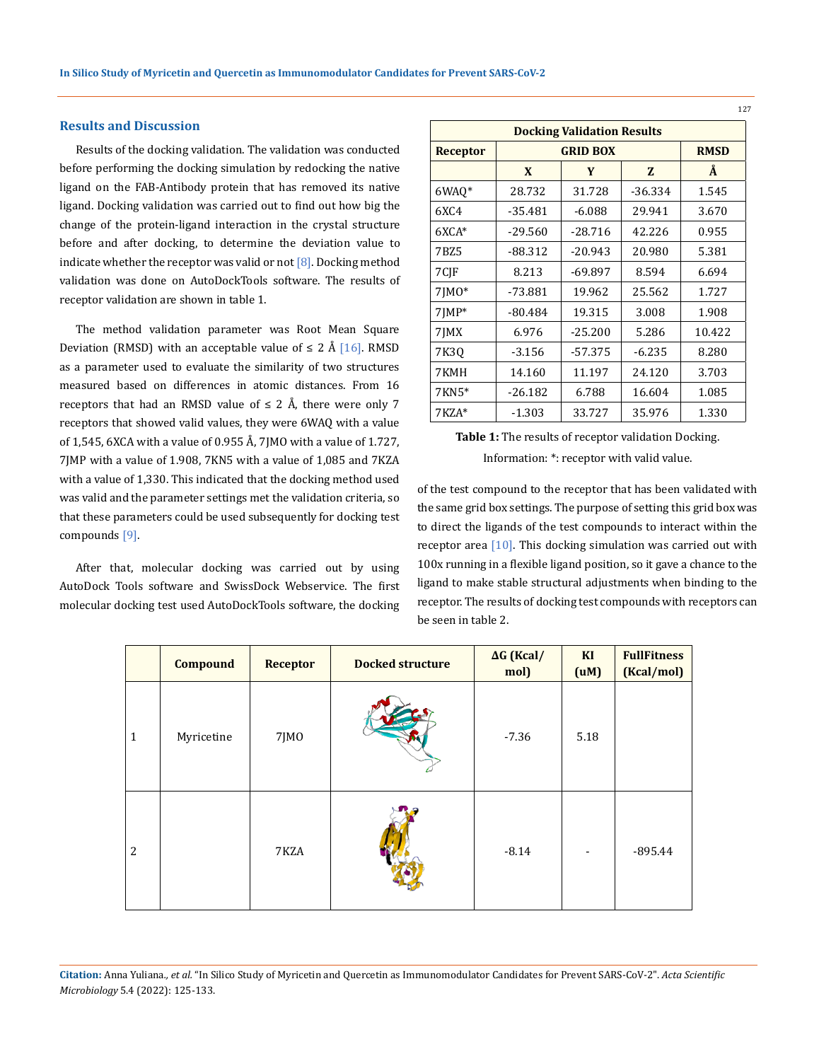## Results and Discussion

Results of the docking validation. The validation was conducted before performing the docking simulation by redocking the native ligand on the FAB-Antibody protein that has removed its native ligand. Docking validation was carried out to find out how big the change of the protein-ligand interaction in the crystal structure before and after docking, to determine the deviation value to indicate whether the receptor was valid or not [8]. Docking method validation was done on AutoDockTools software. The results of receptor validation are shown in table 1.

The method validation parameter was Root Mean Square Deviation (RMSD) with an acceptable value of ≤ 2 Å [16]. RMSD as a parameter used to evaluate the similarity of two structures measured based on differences in atomic distances. From 16 receptors that had an RMSD value of ≤ 2 Å, there were only 7 receptors that showed valid values, they were 6WAQ with a value of 1,545, 6XCA with a value of 0.955 Å, 7JMO with a value of 1.727, 7JMP with a value of 1.908, 7KN5 with a value of 1,085 and 7KZA with a value of 1,330. This indicated that the docking method used was valid and the parameter settings met the validation criteria, so that these parameters could be used subsequently for docking test compounds [9].

After that, molecular docking was carried out by using AutoDock Tools software and SwissDock Webservice. The first molecular docking test used AutoDockTools software, the docking of the test compound to the receptor that has been validated with the same grid box settings. The purpose of setting this grid box was to direct the ligands of the test compounds to interact within the receptor area [10]. This docking simulation was carried out with 100x running in a flexible ligand position, so it gave a chance to the ligand to make stable structural adjustments when binding to the receptor. The results of docking test compounds with receptors can be seen in table 2.

| Docking Validation Results | | | | |
|---|---|---|---|---|
| Receptor | GRID BOX | | | RMSD |
| | X | Y | Z | Å |
| 6WAQ* | 28.732 | 31.728 | -36.334 | 1.545 |
| 6XC4 | -35.481 | -6.088 | 29.941 | 3.670 |
| 6XCA* | -29.560 | -28.716 | 42.226 | 0.955 |
| 7BZ5 | -88.312 | -20.943 | 20.980 | 5.381 |
| 7CJF | 8.213 | -69.897 | 8.594 | 6.694 |
| 7JMO* | -73.881 | 19.962 | 25.562 | 1.727 |
| 7JMP* | -80.484 | 19.315 | 3.008 | 1.908 |
| 7JMX | 6.976 | -25.200 | 5.286 | 10.422 |
| 7K3Q | -3.156 | -57.375 | -6.235 | 8.280 |
| 7KMH | 14.160 | 11.197 | 24.120 | 3.703 |
| 7KN5* | -26.182 | 6.788 | 16.604 | 1.085 |
| 7KZA* | -1.303 | 33.727 | 35.976 | 1.330 |

**Table 1:** The results of receptor validation Docking.

Information: *: receptor with valid value.

| | Compound | Receptor | Docked structure | ΔG (Kcal/mol) | KI (uM) | FullFitness (Kcal/mol) |
|---|---|---|---|---|---|---|
| 1 | Myricetine | 7JMO | | -7.36 | 5.18 | |
| 2 | | 7KZA | | -8.14 | - | -895.44 |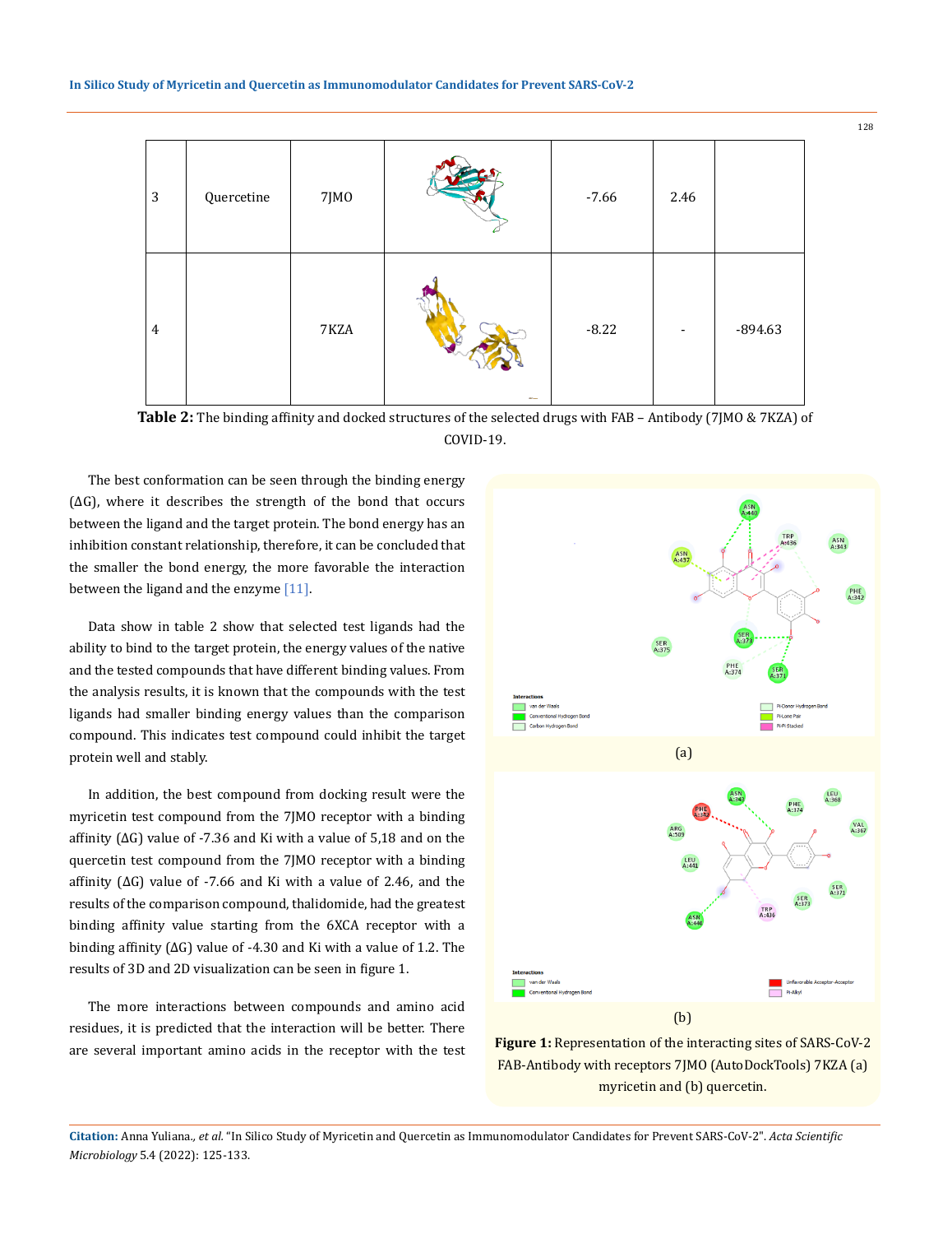| 3 | Quercetine | 7JMO | | -7.66 | 2.46 | |
|---|---|---|---|---|---|---|
| 4 | | 7KZA | | -8.22 | - | -894.63 |

**Table 2:** The binding affinity and docked structures of the selected drugs with FAB – Antibody (7JMO & 7KZA) of COVID-19.

The best conformation can be seen through the binding energy (ΔG), where it describes the strength of the bond that occurs between the ligand and the target protein. The bond energy has an inhibition constant relationship, therefore, it can be concluded that the smaller the bond energy, the more favorable the interaction between the ligand and the enzyme [11].

Data show in table 2 show that selected test ligands had the ability to bind to the target protein, the energy values of the native and the tested compounds that have different binding values. From the analysis results, it is known that the compounds with the test ligands had smaller binding energy values than the comparison compound. This indicates test compound could inhibit the target protein well and stably.

In addition, the best compound from docking result were the myricetin test compound from the 7JMO receptor with a binding affinity (ΔG) value of -7.36 and Ki with a value of 5,18 and on the quercetin test compound from the 7JMO receptor with a binding affinity (ΔG) value of -7.66 and Ki with a value of 2.46, and the results of the comparison compound, thalidomide, had the greatest binding affinity value starting from the 6XCA receptor with a binding affinity (ΔG) value of -4.30 and Ki with a value of 1.2. The results of 3D and 2D visualization can be seen in figure 1.

The more interactions between compounds and amino acid residues, it is predicted that the interaction will be better. There are several important amino acids in the receptor with the test

(a)

(b)

**Figure 1:** Representation of the interacting sites of SARS-CoV-2 FAB-Antibody with receptors 7JMO (AutoDockTools) 7KZA (a) myricetin and (b) quercetin.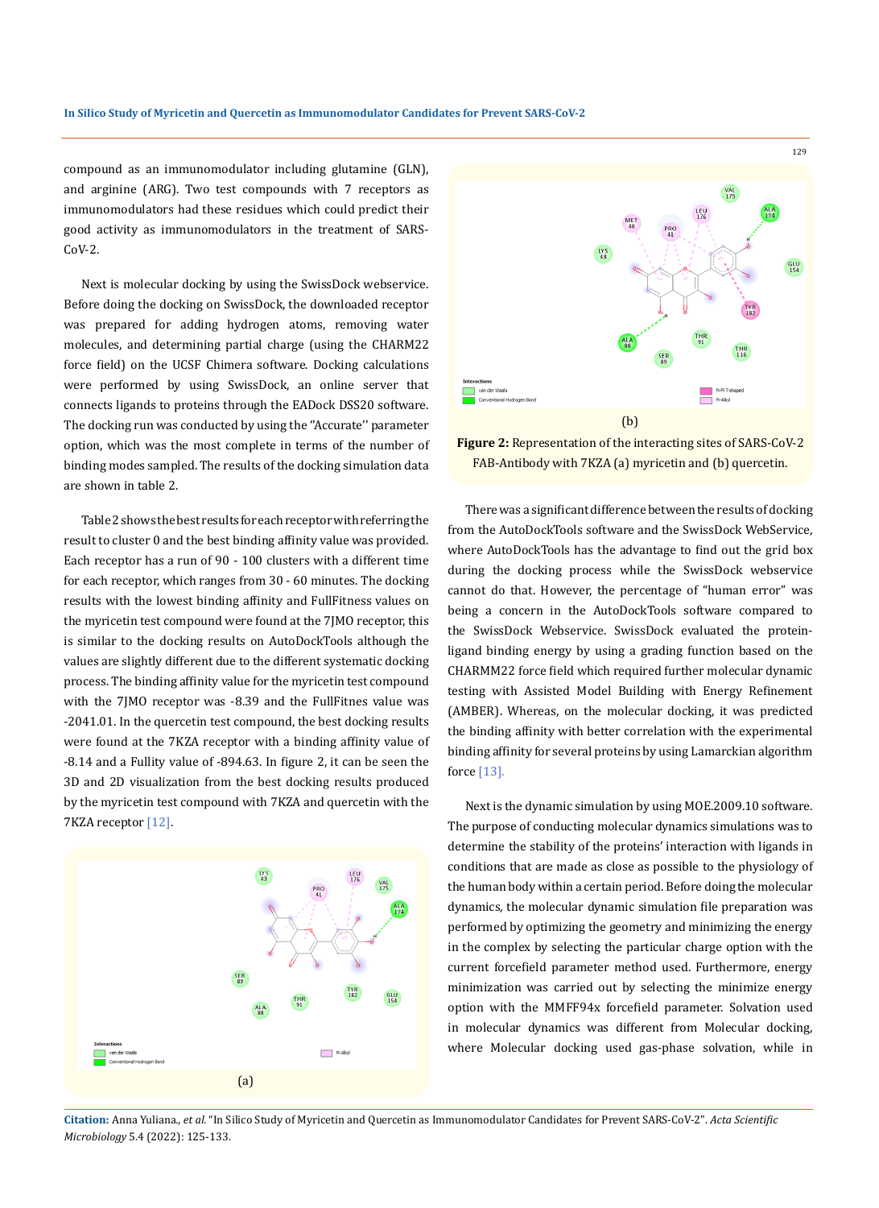compound as an immunomodulator including glutamine (GLN), and arginine (ARG). Two test compounds with 7 receptors as immunomodulators had these residues which could predict their good activity as immunomodulators in the treatment of SARS-CoV-2.

Next is molecular docking by using the SwissDock webservice. Before doing the docking on SwissDock, the downloaded receptor was prepared for adding hydrogen atoms, removing water molecules, and determining partial charge (using the CHARM22 force field) on the UCSF Chimera software. Docking calculations were performed by using SwissDock, an online server that connects ligands to proteins through the EADock DSS20 software. The docking run was conducted by using the "Accurate'' parameter option, which was the most complete in terms of the number of binding modes sampled. The results of the docking simulation data are shown in table 2.

Table 2 shows the best results for each receptor with referring the result to cluster 0 and the best binding affinity value was provided. Each receptor has a run of 90 - 100 clusters with a different time for each receptor, which ranges from 30 - 60 minutes. The docking results with the lowest binding affinity and FullFitness values on the myricetin test compound were found at the 7JMO receptor, this is similar to the docking results on AutoDockTools although the values are slightly different due to the different systematic docking process. The binding affinity value for the myricetin test compound with the 7JMO receptor was -8.39 and the FullFitnes value was -2041.01. In the quercetin test compound, the best docking results were found at the 7KZA receptor with a binding affinity value of -8.14 and a Fullity value of -894.63. In figure 2, it can be seen the 3D and 2D visualization from the best docking results produced by the myricetin test compound with 7KZA and quercetin with the 7KZA receptor [12].

(a)

(b)

**Figure 2:** Representation of the interacting sites of SARS-CoV-2 FAB-Antibody with 7KZA (a) myricetin and (b) quercetin.

There was a significant difference between the results of docking from the AutoDockTools software and the SwissDock WebService, where AutoDockTools has the advantage to find out the grid box during the docking process while the SwissDock webservice cannot do that. However, the percentage of "human error" was being a concern in the AutoDockTools software compared to the SwissDock Webservice. SwissDock evaluated the protein-ligand binding energy by using a grading function based on the CHARMM22 force field which required further molecular dynamic testing with Assisted Model Building with Energy Refinement (AMBER). Whereas, on the molecular docking, it was predicted the binding affinity with better correlation with the experimental binding affinity for several proteins by using Lamarckian algorithm force [13].

Next is the dynamic simulation by using MOE.2009.10 software. The purpose of conducting molecular dynamics simulations was to determine the stability of the proteins' interaction with ligands in conditions that are made as close as possible to the physiology of the human body within a certain period. Before doing the molecular dynamics, the molecular dynamic simulation file preparation was performed by optimizing the geometry and minimizing the energy in the complex by selecting the particular charge option with the current forcefield parameter method used. Furthermore, energy minimization was carried out by selecting the minimize energy option with the MMFF94x forcefield parameter. Solvation used in molecular dynamics was different from Molecular docking, where Molecular docking used gas-phase solvation, while in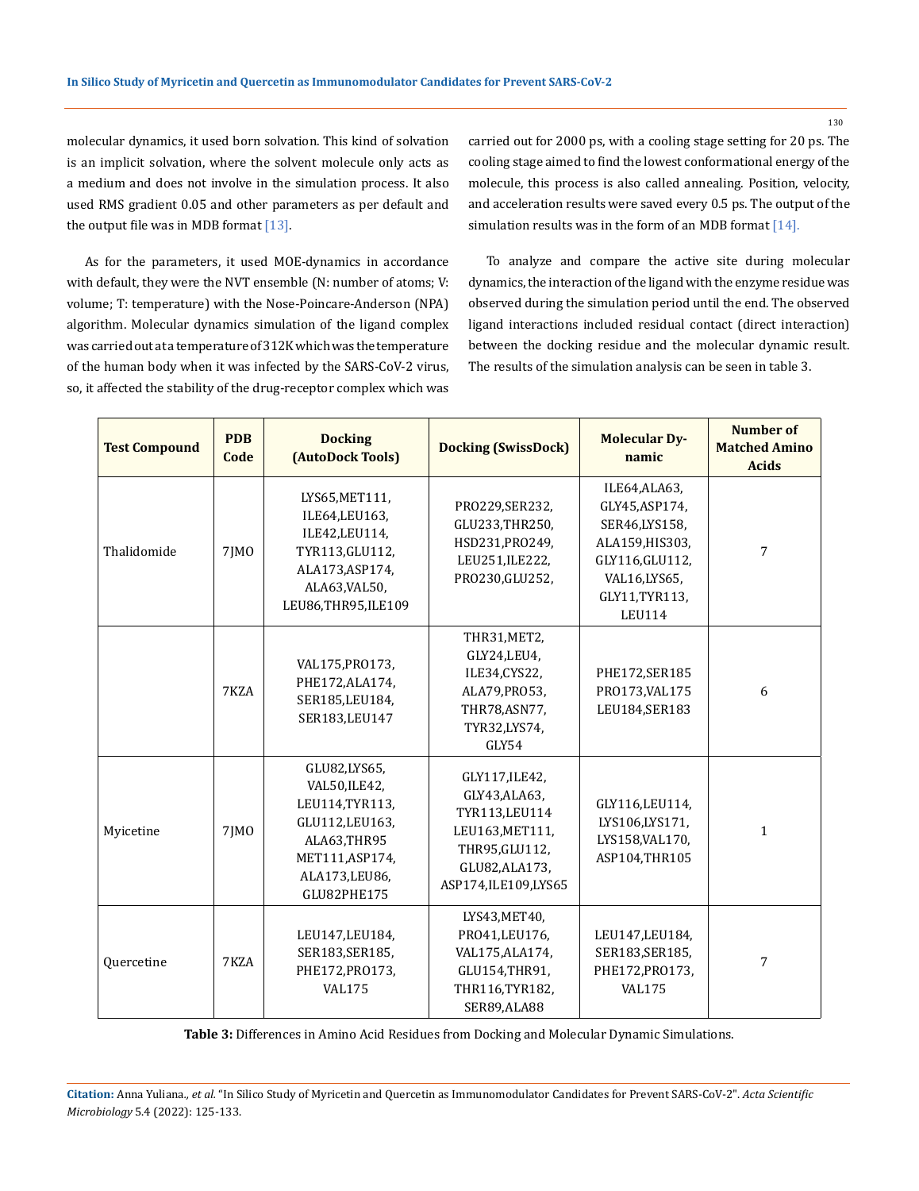molecular dynamics, it used born solvation. This kind of solvation is an implicit solvation, where the solvent molecule only acts as a medium and does not involve in the simulation process. It also used RMS gradient 0.05 and other parameters as per default and the output file was in MDB format [13].

As for the parameters, it used MOE-dynamics in accordance with default, they were the NVT ensemble (N: number of atoms; V: volume; T: temperature) with the Nose-Poincare-Anderson (NPA) algorithm. Molecular dynamics simulation of the ligand complex was carried out at a temperature of 312K which was the temperature of the human body when it was infected by the SARS-CoV-2 virus, so, it affected the stability of the drug-receptor complex which was carried out for 2000 ps, with a cooling stage setting for 20 ps. The cooling stage aimed to find the lowest conformational energy of the molecule, this process is also called annealing. Position, velocity, and acceleration results were saved every 0.5 ps. The output of the simulation results was in the form of an MDB format [14].

To analyze and compare the active site during molecular dynamics, the interaction of the ligand with the enzyme residue was observed during the simulation period until the end. The observed ligand interactions included residual contact (direct interaction) between the docking residue and the molecular dynamic result. The results of the simulation analysis can be seen in table 3.

| Test Compound | PDB Code | Docking (AutoDock Tools) | Docking (SwissDock) | Molecular Dynamic | Number of Matched Amino Acids |
|---|---|---|---|---|---|
| Thalidomide | 7JMO | LYS65,MET111, ILE64,LEU163, ILE42,LEU114, TYR113,GLU112, ALA173,ASP174, ALA63,VAL50, LEU86,THR95,ILE109 | PRO229,SER232, GLU233,THR250, HSD231,PRO249, LEU251,ILE222, PRO230,GLU252, | ILE64,ALA63, GLY45,ASP174, SER46,LYS158, ALA159,HIS303, GLY116,GLU112, VAL16,LYS65, GLY11,TYR113, LEU114 | 7 |
| | 7KZA | VAL175,PRO173, PHE172,ALA174, SER185,LEU184, SER183,LEU147 | THR31,MET2, GLY24,LEU4, ILE34,CYS22, ALA79,PRO53, THR78,ASN77, TYR32,LYS74, GLY54 | PHE172,SER185 PRO173,VAL175 LEU184,SER183 | 6 |
| Myicetine | 7JMO | GLU82,LYS65, VAL50,ILE42, LEU114,TYR113, GLU112,LEU163, ALA63,THR95 MET111,ASP174, ALA173,LEU86, GLU82PHE175 | GLY117,ILE42, GLY43,ALA63, TYR113,LEU114 LEU163,MET111, THR95,GLU112, GLU82,ALA173, ASP174,ILE109,LYS65 | GLY116,LEU114, LYS106,LYS171, LYS158,VAL170, ASP104,THR105 | 1 |
| Quercetine | 7KZA | LEU147,LEU184, SER183,SER185, PHE172,PRO173, VAL175 | LYS43,MET40, PRO41,LEU176, VAL175,ALA174, GLU154,THR91, THR116,TYR182, SER89,ALA88 | LEU147,LEU184, SER183,SER185, PHE172,PRO173, VAL175 | 7 |

**Table 3:** Differences in Amino Acid Residues from Docking and Molecular Dynamic Simulations.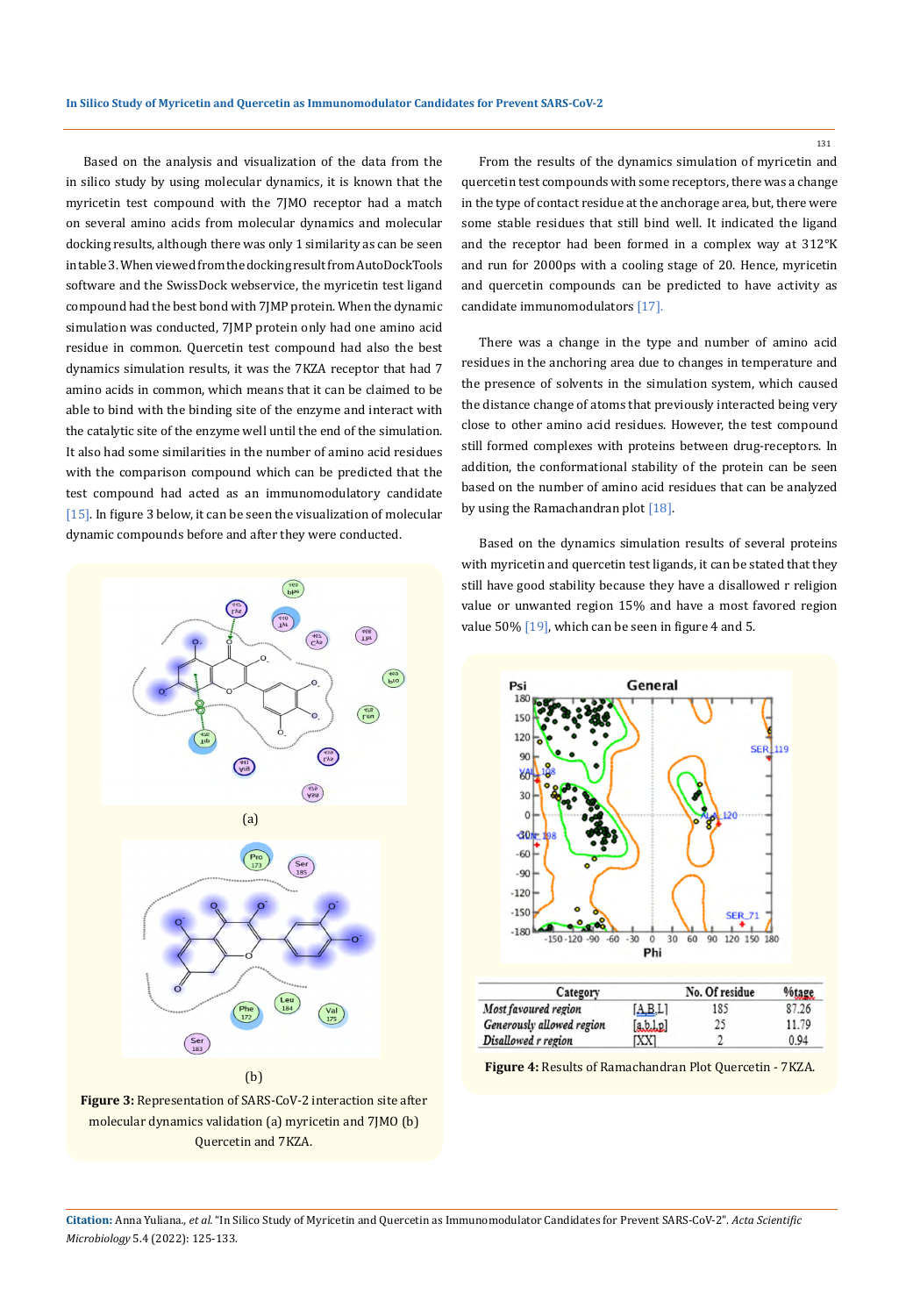Based on the analysis and visualization of the data from the in silico study by using molecular dynamics, it is known that the myricetin test compound with the 7JMO receptor had a match on several amino acids from molecular dynamics and molecular docking results, although there was only 1 similarity as can be seen in table 3. When viewed from the docking result from AutoDockTools software and the SwissDock webservice, the myricetin test ligand compound had the best bond with 7JMP protein. When the dynamic simulation was conducted, 7JMP protein only had one amino acid residue in common. Quercetin test compound had also the best dynamics simulation results, it was the 7KZA receptor that had 7 amino acids in common, which means that it can be claimed to be able to bind with the binding site of the enzyme and interact with the catalytic site of the enzyme well until the end of the simulation. It also had some similarities in the number of amino acid residues with the comparison compound which can be predicted that the test compound had acted as an immunomodulatory candidate [15]. In figure 3 below, it can be seen the visualization of molecular dynamic compounds before and after they were conducted.

(a)

(b)

**Figure 3:** Representation of SARS-CoV-2 interaction site after molecular dynamics validation (a) myricetin and 7JMO (b) Quercetin and 7KZA.

From the results of the dynamics simulation of myricetin and quercetin test compounds with some receptors, there was a change in the type of contact residue at the anchorage area, but, there were some stable residues that still bind well. It indicated the ligand and the receptor had been formed in a complex way at 312°K and run for 2000ps with a cooling stage of 20. Hence, myricetin and quercetin compounds can be predicted to have activity as candidate immunomodulators [17].

There was a change in the type and number of amino acid residues in the anchoring area due to changes in temperature and the presence of solvents in the simulation system, which caused the distance change of atoms that previously interacted being very close to other amino acid residues. However, the test compound still formed complexes with proteins between drug-receptors. In addition, the conformational stability of the protein can be seen based on the number of amino acid residues that can be analyzed by using the Ramachandran plot [18].

Based on the dynamics simulation results of several proteins with myricetin and quercetin test ligands, it can be stated that they still have good stability because they have a disallowed r religion value or unwanted region 15% and have a most favored region value 50% [19], which can be seen in figure 4 and 5.

| Category | | No. Of residue | %tage |
|---|---|---|---|
| *Most favoured region* | [A,B,L] | 185 | 87.26 |
| *Generously allowed region* | [a,b,l,p] | 25 | 11.79 |
| *Disallowed r region* | [XX] | 2 | 0.94 |

**Figure 4:** Results of Ramachandran Plot Quercetin - 7KZA.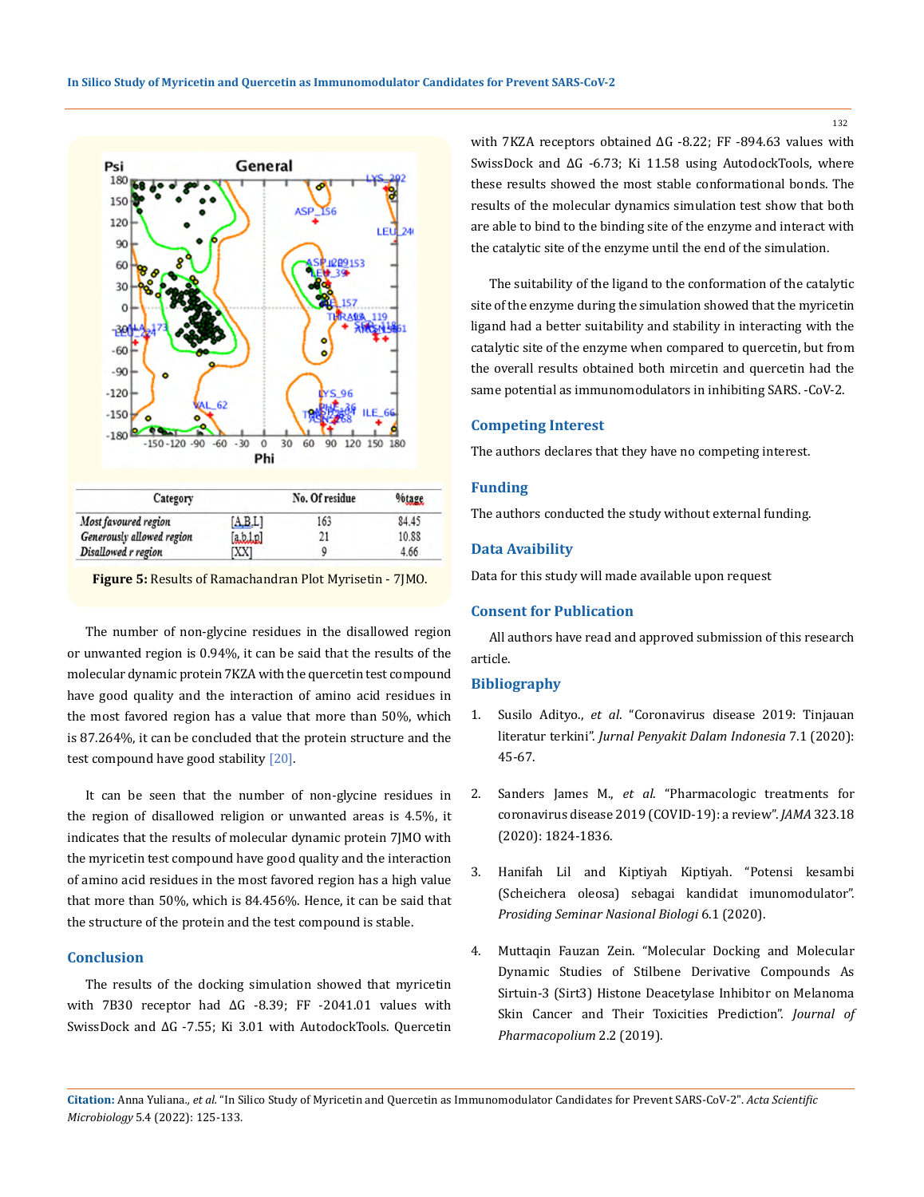| Category | | No. Of residue | %tage |
|---|---|---|---|
| *Most favoured region* | [A,B,L] | 163 | 84.45 |
| *Generously allowed region* | [a,b,l,p] | 21 | 10.88 |
| *Disallowed r region* | [XX] | 9 | 4.66 |

**Figure 5:** Results of Ramachandran Plot Myrisetin - 7JMO.

The number of non-glycine residues in the disallowed region or unwanted region is 0.94%, it can be said that the results of the molecular dynamic protein 7KZA with the quercetin test compound have good quality and the interaction of amino acid residues in the most favored region has a value that more than 50%, which is 87.264%, it can be concluded that the protein structure and the test compound have good stability [20].

It can be seen that the number of non-glycine residues in the region of disallowed religion or unwanted areas is 4.5%, it indicates that the results of molecular dynamic protein 7JMO with the myricetin test compound have good quality and the interaction of amino acid residues in the most favored region has a high value that more than 50%, which is 84.456%. Hence, it can be said that the structure of the protein and the test compound is stable.

## Conclusion

The results of the docking simulation showed that myricetin with 7B30 receptor had ΔG -8.39; FF -2041.01 values with SwissDock and ΔG -7.55; Ki 3.01 with AutodockTools. Quercetin with 7KZA receptors obtained ΔG -8.22; FF -894.63 values with SwissDock and ΔG -6.73; Ki 11.58 using AutodockTools, where these results showed the most stable conformational bonds. The results of the molecular dynamics simulation test show that both are able to bind to the binding site of the enzyme and interact with the catalytic site of the enzyme until the end of the simulation.

The suitability of the ligand to the conformation of the catalytic site of the enzyme during the simulation showed that the myricetin ligand had a better suitability and stability in interacting with the catalytic site of the enzyme when compared to quercetin, but from the overall results obtained both mircetin and quercetin had the same potential as immunomodulators in inhibiting SARS. -CoV-2.

## Competing Interest

The authors declares that they have no competing interest.

## Funding

The authors conducted the study without external funding.

## Data Avaibility

Data for this study will made available upon request

## Consent for Publication

All authors have read and approved submission of this research article.

## Bibliography

1. Susilo Adityo., *et al.* "Coronavirus disease 2019: Tinjauan literatur terkini". *Jurnal Penyakit Dalam Indonesia* 7.1 (2020): 45-67.

2. Sanders James M., *et al.* "Pharmacologic treatments for coronavirus disease 2019 (COVID-19): a review". *JAMA* 323.18 (2020): 1824-1836.

3. Hanifah Lil and Kiptiyah Kiptiyah. "Potensi kesambi (Scheichera oleosa) sebagai kandidat imunomodulator". *Prosiding Seminar Nasional Biologi* 6.1 (2020).

4. Muttaqin Fauzan Zein. "Molecular Docking and Molecular Dynamic Studies of Stilbene Derivative Compounds As Sirtuin-3 (Sirt3) Histone Deacetylase Inhibitor on Melanoma Skin Cancer and Their Toxicities Prediction". *Journal of Pharmacopolium* 2.2 (2019).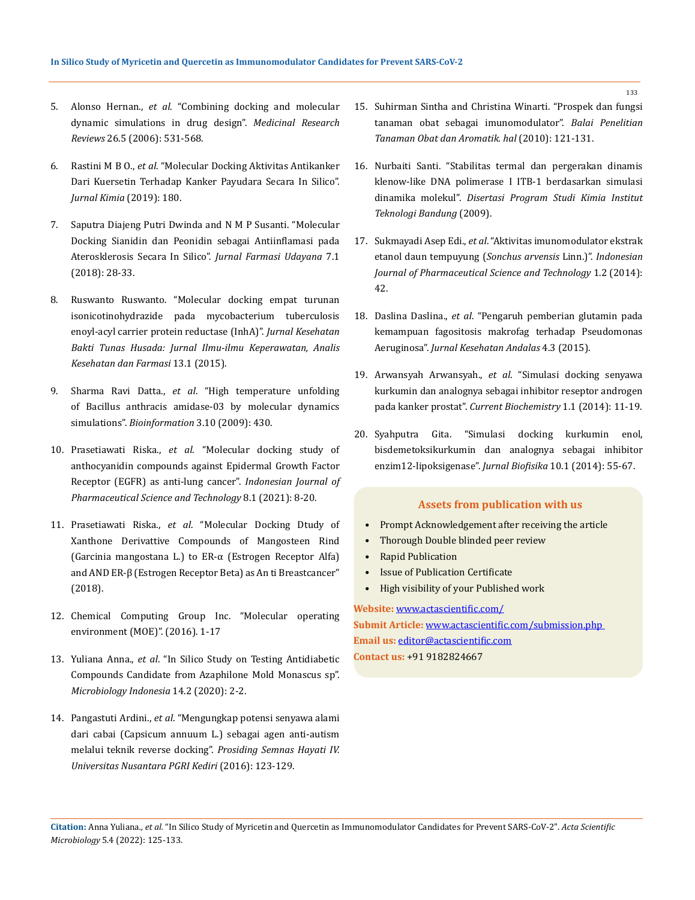5. Alonso Hernan., *et al*. "Combining docking and molecular dynamic simulations in drug design". *Medicinal Research Reviews* 26.5 (2006): 531-568.

6. Rastini M B O., *et al*. "Molecular Docking Aktivitas Antikanker Dari Kuersetin Terhadap Kanker Payudara Secara In Silico". *Jurnal Kimia* (2019): 180.

7. Saputra Diajeng Putri Dwinda and N M P Susanti. "Molecular Docking Sianidin dan Peonidin sebagai Antiinflamasi pada Aterosklerosis Secara In Silico". *Jurnal Farmasi Udayana* 7.1 (2018): 28-33.

8. Ruswanto Ruswanto. "Molecular docking empat turunan isonicotinohydrazide pada mycobacterium tuberculosis enoyl-acyl carrier protein reductase (InhA)". *Jurnal Kesehatan Bakti Tunas Husada: Jurnal Ilmu-ilmu Keperawatan, Analis Kesehatan dan Farmasi* 13.1 (2015).

9. Sharma Ravi Datta., *et al*. "High temperature unfolding of Bacillus anthracis amidase-03 by molecular dynamics simulations". *Bioinformation* 3.10 (2009): 430.

10. Prasetiawati Riska., *et al*. "Molecular docking study of anthocyanidin compounds against Epidermal Growth Factor Receptor (EGFR) as anti-lung cancer". *Indonesian Journal of Pharmaceutical Science and Technology* 8.1 (2021): 8-20.

11. Prasetiawati Riska., *et al*. "Molecular Docking Dtudy of Xanthone Derivattive Compounds of Mangosteen Rind (Garcinia mangostana L.) to ER-α (Estrogen Receptor Alfa) and AND ER-β (Estrogen Receptor Beta) as An ti Breastcancer" (2018).

12. Chemical Computing Group Inc. "Molecular operating environment (MOE)". (2016). 1-17

13. Yuliana Anna., *et al*. "In Silico Study on Testing Antidiabetic Compounds Candidate from Azaphilone Mold Monascus sp". *Microbiology Indonesia* 14.2 (2020): 2-2.

14. Pangastuti Ardini., *et al*. "Mengungkap potensi senyawa alami dari cabai (Capsicum annuum L.) sebagai agen anti-autism melalui teknik reverse docking". *Prosiding Semnas Hayati IV. Universitas Nusantara PGRI Kediri* (2016): 123-129.

15. Suhirman Sintha and Christina Winarti. "Prospek dan fungsi tanaman obat sebagai imunomodulator". *Balai Penelitian Tanaman Obat dan Aromatik. hal* (2010): 121-131.

16. Nurbaiti Santi. "Stabilitas termal dan pergerakan dinamis klenow-like DNA polimerase I ITB-1 berdasarkan simulasi dinamika molekul". *Disertasi Program Studi Kimia Institut Teknologi Bandung* (2009).

17. Sukmayadi Asep Edi., *et al*. "Aktivitas imunomodulator ekstrak etanol daun tempuyung (*Sonchus arvensis* Linn.)". *Indonesian Journal of Pharmaceutical Science and Technology* 1.2 (2014): 42.

18. Daslina Daslina., *et al*. "Pengaruh pemberian glutamin pada kemampuan fagositosis makrofag terhadap Pseudomonas Aeruginosa". *Jurnal Kesehatan Andalas* 4.3 (2015).

19. Arwansyah Arwansyah., *et al*. "Simulasi docking senyawa kurkumin dan analognya sebagai inhibitor reseptor androgen pada kanker prostat". *Current Biochemistry* 1.1 (2014): 11-19.

20. Syahputra Gita. "Simulasi docking kurkumin enol, bisdemetoksikurkumin dan analognya sebagai inhibitor enzim12-lipoksigenase". *Jurnal Biofisika* 10.1 (2014): 55-67.

**Assets from publication with us**

- Prompt Acknowledgement after receiving the article
- Thorough Double blinded peer review
- Rapid Publication
- Issue of Publication Certificate
- High visibility of your Published work

**Website:** www.actascientific.com/
**Submit Article:** www.actascientific.com/submission.php
**Email us:** editor@actascientific.com
**Contact us:** +91 9182824667